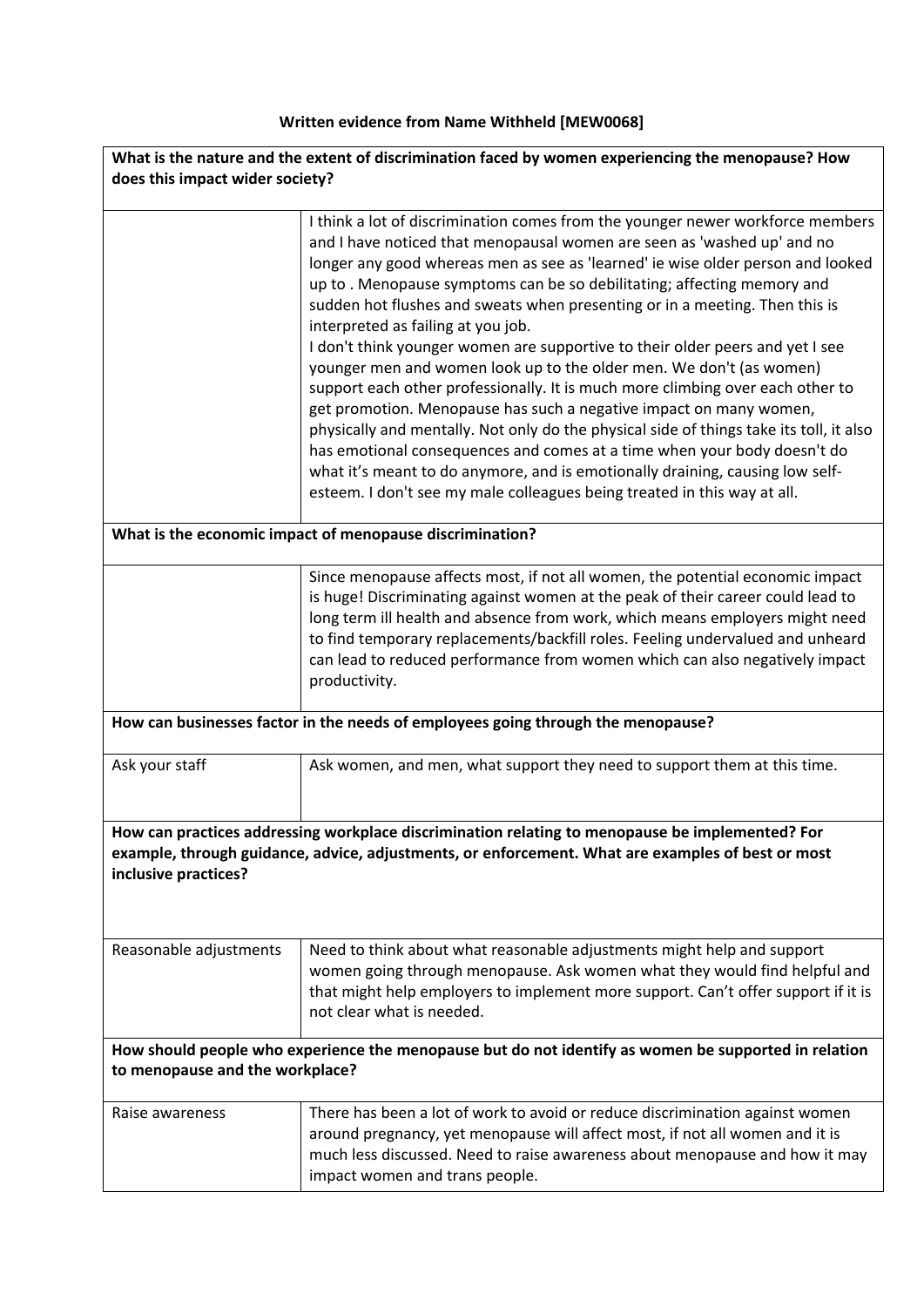**Written evidence from Name Withheld [MEW0068]**

| What is the nature and the extent of discrimination faced by women experiencing the menopause? How does this impact wider society? | |
|---|---|
| | I think a lot of discrimination comes from the younger newer workforce members and I have noticed that menopausal women are seen as 'washed up' and no longer any good whereas men as see as 'learned' ie wise older person and looked up to . Menopause symptoms can be so debilitating; affecting memory and sudden hot flushes and sweats when presenting or in a meeting. Then this is interpreted as failing at you job.<br>I don't think younger women are supportive to their older peers and yet I see younger men and women look up to the older men. We don't (as women) support each other professionally. It is much more climbing over each other to get promotion. Menopause has such a negative impact on many women, physically and mentally. Not only do the physical side of things take its toll, it also has emotional consequences and comes at a time when your body doesn't do what it's meant to do anymore, and is emotionally draining, causing low self-esteem. I don't see my male colleagues being treated in this way at all. |
| **What is the economic impact of menopause discrimination?** | |
| | Since menopause affects most, if not all women, the potential economic impact is huge! Discriminating against women at the peak of their career could lead to long term ill health and absence from work, which means employers might need to find temporary replacements/backfill roles. Feeling undervalued and unheard can lead to reduced performance from women which can also negatively impact productivity. |
| **How can businesses factor in the needs of employees going through the menopause?** | |
| Ask your staff | Ask women, and men, what support they need to support them at this time. |
| **How can practices addressing workplace discrimination relating to menopause be implemented? For example, through guidance, advice, adjustments, or enforcement. What are examples of best or most inclusive practices?** | |
| Reasonable adjustments | Need to think about what reasonable adjustments might help and support women going through menopause. Ask women what they would find helpful and that might help employers to implement more support. Can't offer support if it is not clear what is needed. |
| **How should people who experience the menopause but do not identify as women be supported in relation to menopause and the workplace?** | |
| Raise awareness | There has been a lot of work to avoid or reduce discrimination against women around pregnancy, yet menopause will affect most, if not all women and it is much less discussed. Need to raise awareness about menopause and how it may impact women and trans people. |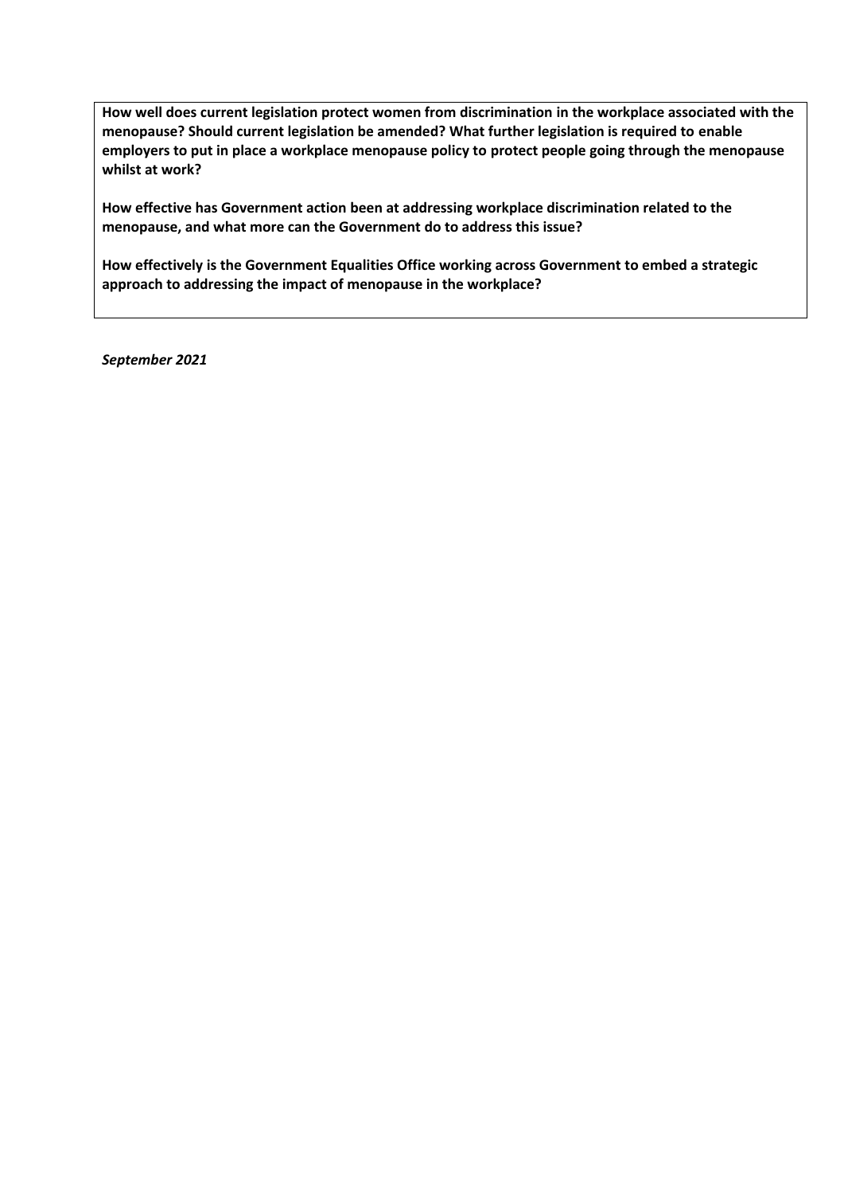**How well does current legislation protect women from discrimination in the workplace associated with the menopause? Should current legislation be amended? What further legislation is required to enable employers to put in place a workplace menopause policy to protect people going through the menopause whilst at work?**

**How effective has Government action been at addressing workplace discrimination related to the menopause, and what more can the Government do to address this issue?**

**How effectively is the Government Equalities Office working across Government to embed a strategic approach to addressing the impact of menopause in the workplace?**

***September 2021***